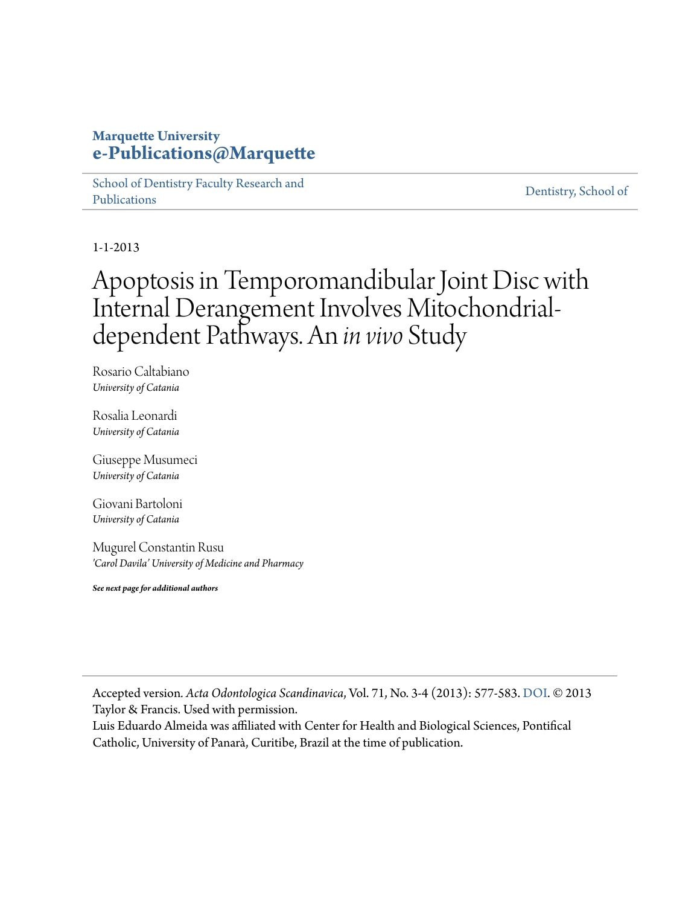**Marquette University**
**e-Publications@Marquette**

School of Dentistry Faculty Research and Publications | Dentistry, School of

1-1-2013

# Apoptosis in Temporomandibular Joint Disc with Internal Derangement Involves Mitochondrial-dependent Pathways. An *in vivo* Study

Rosario Caltabiano
*University of Catania*

Rosalia Leonardi
*University of Catania*

Giuseppe Musumeci
*University of Catania*

Giovani Bartoloni
*University of Catania*

Mugurel Constantin Rusu
*'Carol Davila' University of Medicine and Pharmacy*

***See next page for additional authors***

Accepted version. *Acta Odontologica Scandinavica*, Vol. 71, No. 3-4 (2013): 577-583. DOI. © 2013 Taylor & Francis. Used with permission.
Luis Eduardo Almeida was affiliated with Center for Health and Biological Sciences, Pontifical Catholic, University of Panarà, Curitibe, Brazil at the time of publication.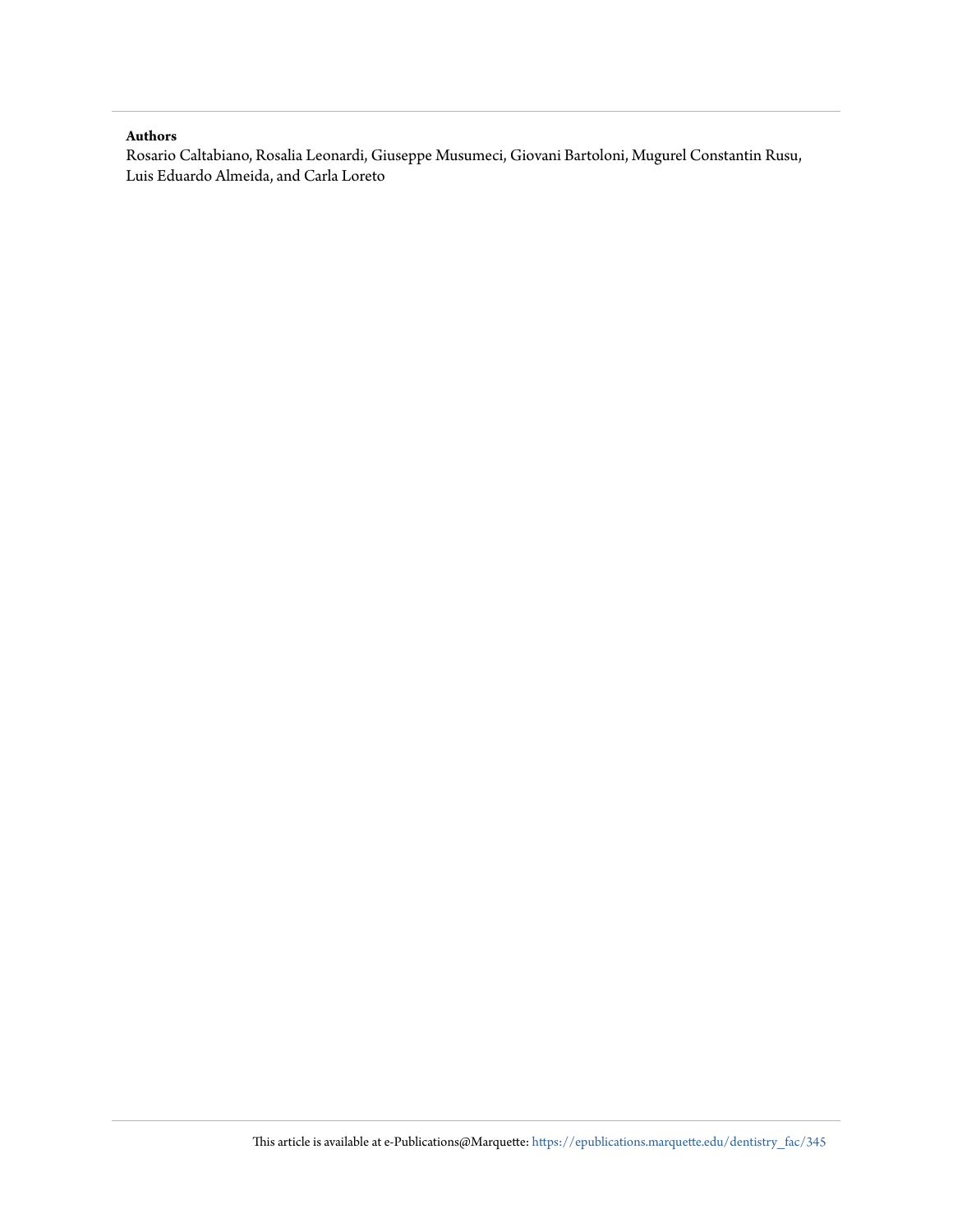**Authors**

Rosario Caltabiano, Rosalia Leonardi, Giuseppe Musumeci, Giovani Bartoloni, Mugurel Constantin Rusu, Luis Eduardo Almeida, and Carla Loreto

This article is available at e-Publications@Marquette: https://epublications.marquette.edu/dentistry_fac/345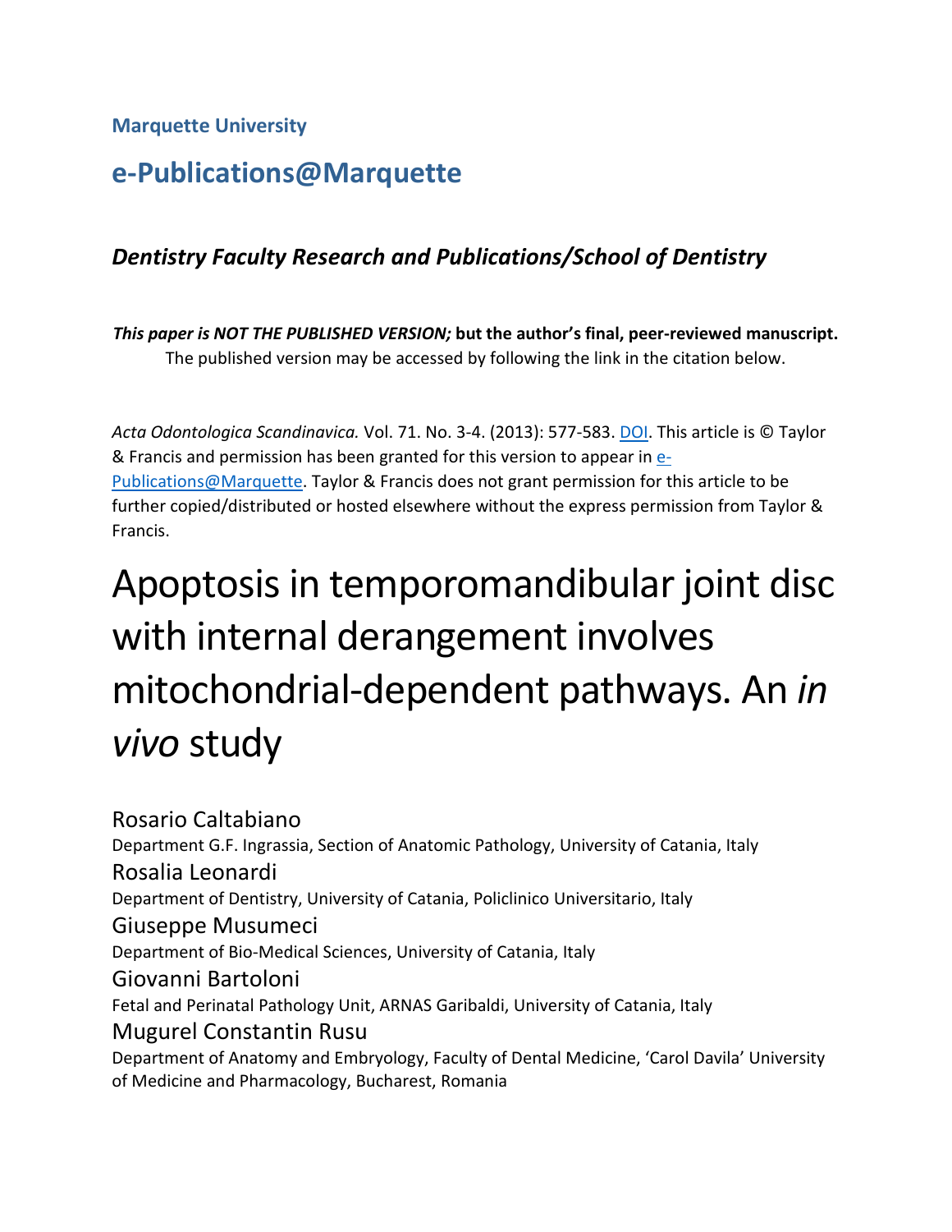**Marquette University**

# e-Publications@Marquette

### *Dentistry Faculty Research and Publications/School of Dentistry*

***This paper is NOT THE PUBLISHED VERSION;* but the author's final, peer-reviewed manuscript.** The published version may be accessed by following the link in the citation below.

*Acta Odontologica Scandinavica.* Vol. 71. No. 3-4. (2013): 577-583. DOI. This article is © Taylor & Francis and permission has been granted for this version to appear in e-Publications@Marquette. Taylor & Francis does not grant permission for this article to be further copied/distributed or hosted elsewhere without the express permission from Taylor & Francis.

# Apoptosis in temporomandibular joint disc with internal derangement involves mitochondrial-dependent pathways. An *in vivo* study

Rosario Caltabiano
Department G.F. Ingrassia, Section of Anatomic Pathology, University of Catania, Italy

Rosalia Leonardi
Department of Dentistry, University of Catania, Policlinico Universitario, Italy

Giuseppe Musumeci
Department of Bio-Medical Sciences, University of Catania, Italy

Giovanni Bartoloni
Fetal and Perinatal Pathology Unit, ARNAS Garibaldi, University of Catania, Italy

Mugurel Constantin Rusu
Department of Anatomy and Embryology, Faculty of Dental Medicine, 'Carol Davila' University of Medicine and Pharmacology, Bucharest, Romania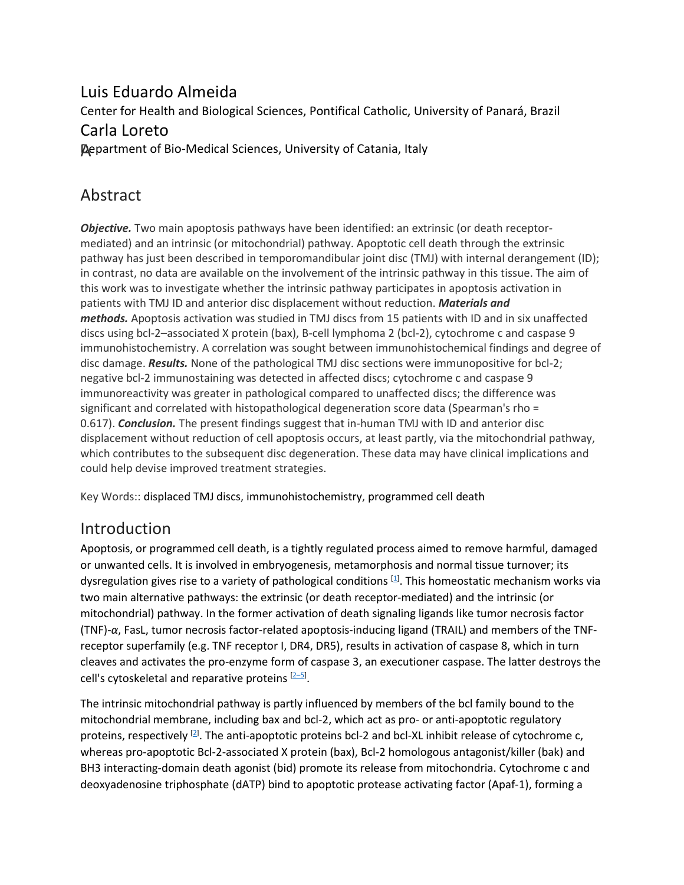Luis Eduardo Almeida

Center for Health and Biological Sciences, Pontifical Catholic, University of Paraná, Brazil

Carla Loreto

Department of Bio-Medical Sciences, University of Catania, Italy

## Abstract

***Objective.*** Two main apoptosis pathways have been identified: an extrinsic (or death receptor-mediated) and an intrinsic (or mitochondrial) pathway. Apoptotic cell death through the extrinsic pathway has just been described in temporomandibular joint disc (TMJ) with internal derangement (ID); in contrast, no data are available on the involvement of the intrinsic pathway in this tissue. The aim of this work was to investigate whether the intrinsic pathway participates in apoptosis activation in patients with TMJ ID and anterior disc displacement without reduction. ***Materials and methods.*** Apoptosis activation was studied in TMJ discs from 15 patients with ID and in six unaffected discs using bcl-2–associated X protein (bax), B-cell lymphoma 2 (bcl-2), cytochrome c and caspase 9 immunohistochemistry. A correlation was sought between immunohistochemical findings and degree of disc damage. ***Results.*** None of the pathological TMJ disc sections were immunopositive for bcl-2; negative bcl-2 immunostaining was detected in affected discs; cytochrome c and caspase 9 immunoreactivity was greater in pathological compared to unaffected discs; the difference was significant and correlated with histopathological degeneration score data (Spearman's rho = 0.617). ***Conclusion.*** The present findings suggest that in-human TMJ with ID and anterior disc displacement without reduction of cell apoptosis occurs, at least partly, via the mitochondrial pathway, which contributes to the subsequent disc degeneration. These data may have clinical implications and could help devise improved treatment strategies.

Key Words:: displaced TMJ discs, immunohistochemistry, programmed cell death

## Introduction

Apoptosis, or programmed cell death, is a tightly regulated process aimed to remove harmful, damaged or unwanted cells. It is involved in embryogenesis, metamorphosis and normal tissue turnover; its dysregulation gives rise to a variety of pathological conditions [1]. This homeostatic mechanism works via two main alternative pathways: the extrinsic (or death receptor-mediated) and the intrinsic (or mitochondrial) pathway. In the former activation of death signaling ligands like tumor necrosis factor (TNF)-$\alpha$, FasL, tumor necrosis factor-related apoptosis-inducing ligand (TRAIL) and members of the TNF-receptor superfamily (e.g. TNF receptor I, DR4, DR5), results in activation of caspase 8, which in turn cleaves and activates the pro-enzyme form of caspase 3, an executioner caspase. The latter destroys the cell's cytoskeletal and reparative proteins [2–5].

The intrinsic mitochondrial pathway is partly influenced by members of the bcl family bound to the mitochondrial membrane, including bax and bcl-2, which act as pro- or anti-apoptotic regulatory proteins, respectively [2]. The anti-apoptotic proteins bcl-2 and bcl-XL inhibit release of cytochrome c, whereas pro-apoptotic Bcl-2-associated X protein (bax), Bcl-2 homologous antagonist/killer (bak) and BH3 interacting-domain death agonist (bid) promote its release from mitochondria. Cytochrome c and deoxyadenosine triphosphate (dATP) bind to apoptotic protease activating factor (Apaf-1), forming a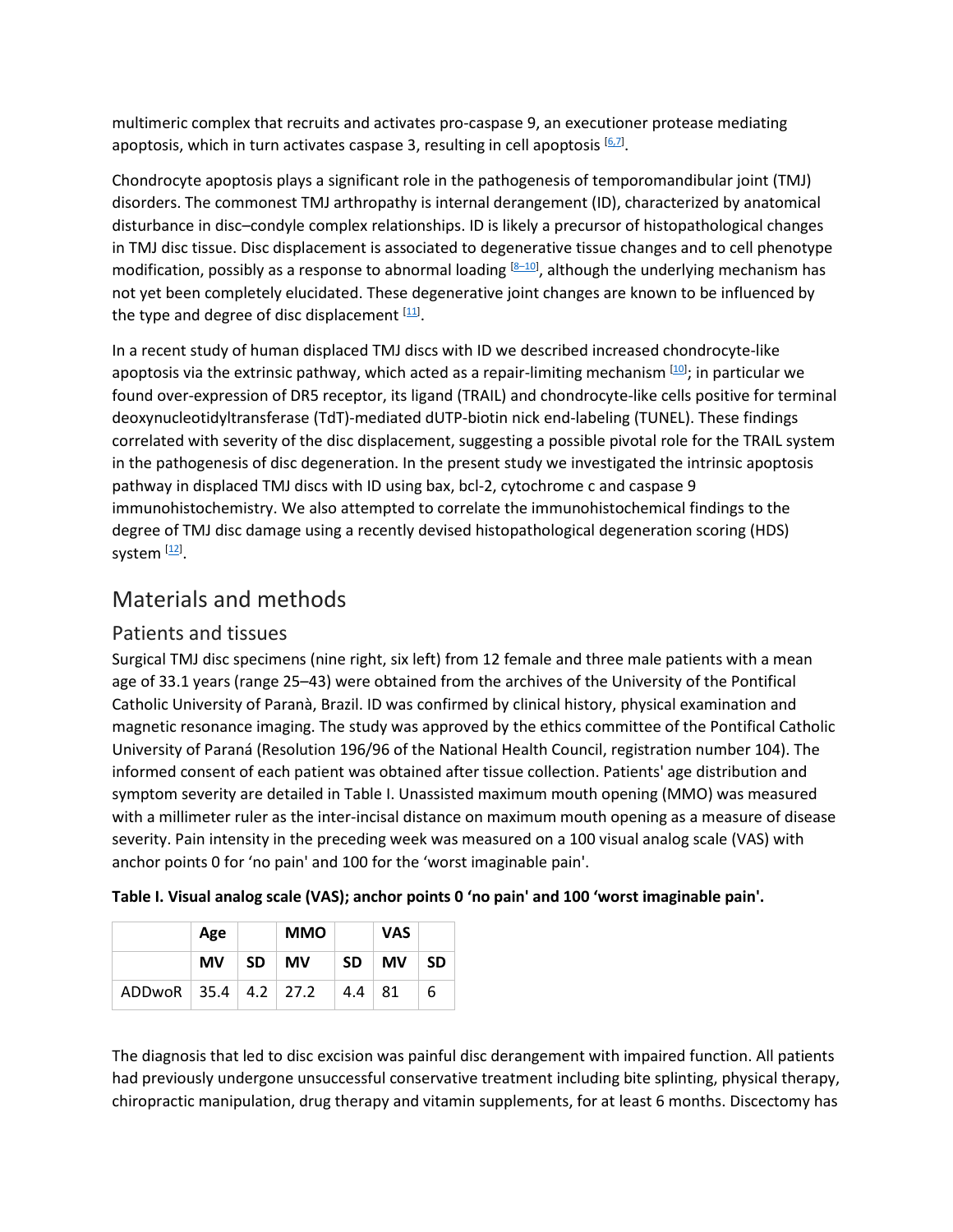multimeric complex that recruits and activates pro-caspase 9, an executioner protease mediating apoptosis, which in turn activates caspase 3, resulting in cell apoptosis [6,7].

Chondrocyte apoptosis plays a significant role in the pathogenesis of temporomandibular joint (TMJ) disorders. The commonest TMJ arthropathy is internal derangement (ID), characterized by anatomical disturbance in disc–condyle complex relationships. ID is likely a precursor of histopathological changes in TMJ disc tissue. Disc displacement is associated to degenerative tissue changes and to cell phenotype modification, possibly as a response to abnormal loading [8–10], although the underlying mechanism has not yet been completely elucidated. These degenerative joint changes are known to be influenced by the type and degree of disc displacement [11].

In a recent study of human displaced TMJ discs with ID we described increased chondrocyte-like apoptosis via the extrinsic pathway, which acted as a repair-limiting mechanism [10]; in particular we found over-expression of DR5 receptor, its ligand (TRAIL) and chondrocyte-like cells positive for terminal deoxynucleotidyltransferase (TdT)-mediated dUTP-biotin nick end-labeling (TUNEL). These findings correlated with severity of the disc displacement, suggesting a possible pivotal role for the TRAIL system in the pathogenesis of disc degeneration. In the present study we investigated the intrinsic apoptosis pathway in displaced TMJ discs with ID using bax, bcl-2, cytochrome c and caspase 9 immunohistochemistry. We also attempted to correlate the immunohistochemical findings to the degree of TMJ disc damage using a recently devised histopathological degeneration scoring (HDS) system [12].

## Materials and methods

### Patients and tissues

Surgical TMJ disc specimens (nine right, six left) from 12 female and three male patients with a mean age of 33.1 years (range 25–43) were obtained from the archives of the University of the Pontifical Catholic University of Paranà, Brazil. ID was confirmed by clinical history, physical examination and magnetic resonance imaging. The study was approved by the ethics committee of the Pontifical Catholic University of Paraná (Resolution 196/96 of the National Health Council, registration number 104). The informed consent of each patient was obtained after tissue collection. Patients' age distribution and symptom severity are detailed in Table I. Unassisted maximum mouth opening (MMO) was measured with a millimeter ruler as the inter-incisal distance on maximum mouth opening as a measure of disease severity. Pain intensity in the preceding week was measured on a 100 visual analog scale (VAS) with anchor points 0 for 'no pain' and 100 for the 'worst imaginable pain'.

**Table I. Visual analog scale (VAS); anchor points 0 'no pain' and 100 'worst imaginable pain'.**

| | Age | | MMO | | VAS | |
|---|---|---|---|---|---|---|
| | MV | SD | MV | SD | MV | SD |
| ADDwoR | 35.4 | 4.2 | 27.2 | 4.4 | 81 | 6 |

The diagnosis that led to disc excision was painful disc derangement with impaired function. All patients had previously undergone unsuccessful conservative treatment including bite splinting, physical therapy, chiropractic manipulation, drug therapy and vitamin supplements, for at least 6 months. Discectomy has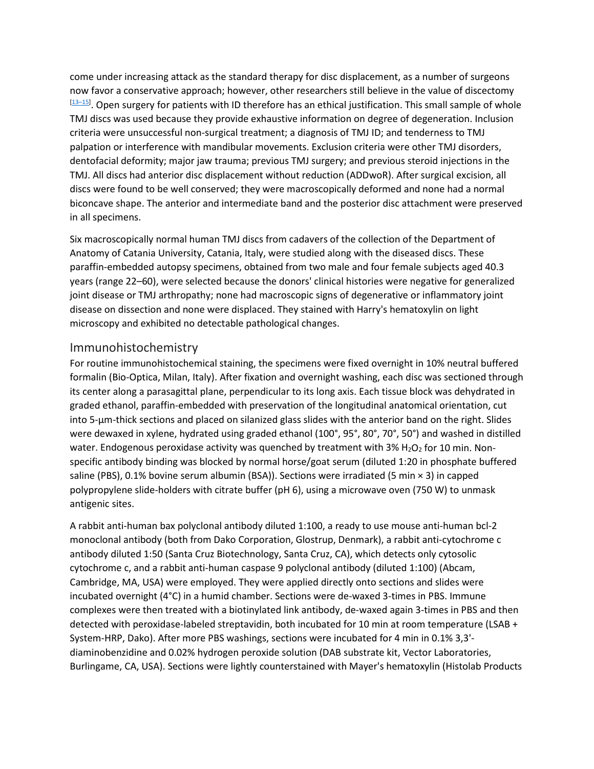come under increasing attack as the standard therapy for disc displacement, as a number of surgeons now favor a conservative approach; however, other researchers still believe in the value of discectomy [13–15]. Open surgery for patients with ID therefore has an ethical justification. This small sample of whole TMJ discs was used because they provide exhaustive information on degree of degeneration. Inclusion criteria were unsuccessful non-surgical treatment; a diagnosis of TMJ ID; and tenderness to TMJ palpation or interference with mandibular movements. Exclusion criteria were other TMJ disorders, dentofacial deformity; major jaw trauma; previous TMJ surgery; and previous steroid injections in the TMJ. All discs had anterior disc displacement without reduction (ADDwoR). After surgical excision, all discs were found to be well conserved; they were macroscopically deformed and none had a normal biconcave shape. The anterior and intermediate band and the posterior disc attachment were preserved in all specimens.

Six macroscopically normal human TMJ discs from cadavers of the collection of the Department of Anatomy of Catania University, Catania, Italy, were studied along with the diseased discs. These paraffin-embedded autopsy specimens, obtained from two male and four female subjects aged 40.3 years (range 22–60), were selected because the donors' clinical histories were negative for generalized joint disease or TMJ arthropathy; none had macroscopic signs of degenerative or inflammatory joint disease on dissection and none were displaced. They stained with Harry's hematoxylin on light microscopy and exhibited no detectable pathological changes.

## Immunohistochemistry

For routine immunohistochemical staining, the specimens were fixed overnight in 10% neutral buffered formalin (Bio-Optica, Milan, Italy). After fixation and overnight washing, each disc was sectioned through its center along a parasagittal plane, perpendicular to its long axis. Each tissue block was dehydrated in graded ethanol, paraffin-embedded with preservation of the longitudinal anatomical orientation, cut into 5-µm-thick sections and placed on silanized glass slides with the anterior band on the right. Slides were dewaxed in xylene, hydrated using graded ethanol (100°, 95°, 80°, 70°, 50°) and washed in distilled water. Endogenous peroxidase activity was quenched by treatment with 3% $H_2O_2$ for 10 min. Non-specific antibody binding was blocked by normal horse/goat serum (diluted 1:20 in phosphate buffered saline (PBS), 0.1% bovine serum albumin (BSA)). Sections were irradiated (5 min × 3) in capped polypropylene slide-holders with citrate buffer (pH 6), using a microwave oven (750 W) to unmask antigenic sites.

A rabbit anti-human bax polyclonal antibody diluted 1:100, a ready to use mouse anti-human bcl-2 monoclonal antibody (both from Dako Corporation, Glostrup, Denmark), a rabbit anti-cytochrome c antibody diluted 1:50 (Santa Cruz Biotechnology, Santa Cruz, CA), which detects only cytosolic cytochrome c, and a rabbit anti-human caspase 9 polyclonal antibody (diluted 1:100) (Abcam, Cambridge, MA, USA) were employed. They were applied directly onto sections and slides were incubated overnight (4°C) in a humid chamber. Sections were de-waxed 3-times in PBS. Immune complexes were then treated with a biotinylated link antibody, de-waxed again 3-times in PBS and then detected with peroxidase-labeled streptavidin, both incubated for 10 min at room temperature (LSAB + System-HRP, Dako). After more PBS washings, sections were incubated for 4 min in 0.1% 3,3'-diaminobenzidine and 0.02% hydrogen peroxide solution (DAB substrate kit, Vector Laboratories, Burlingame, CA, USA). Sections were lightly counterstained with Mayer's hematoxylin (Histolab Products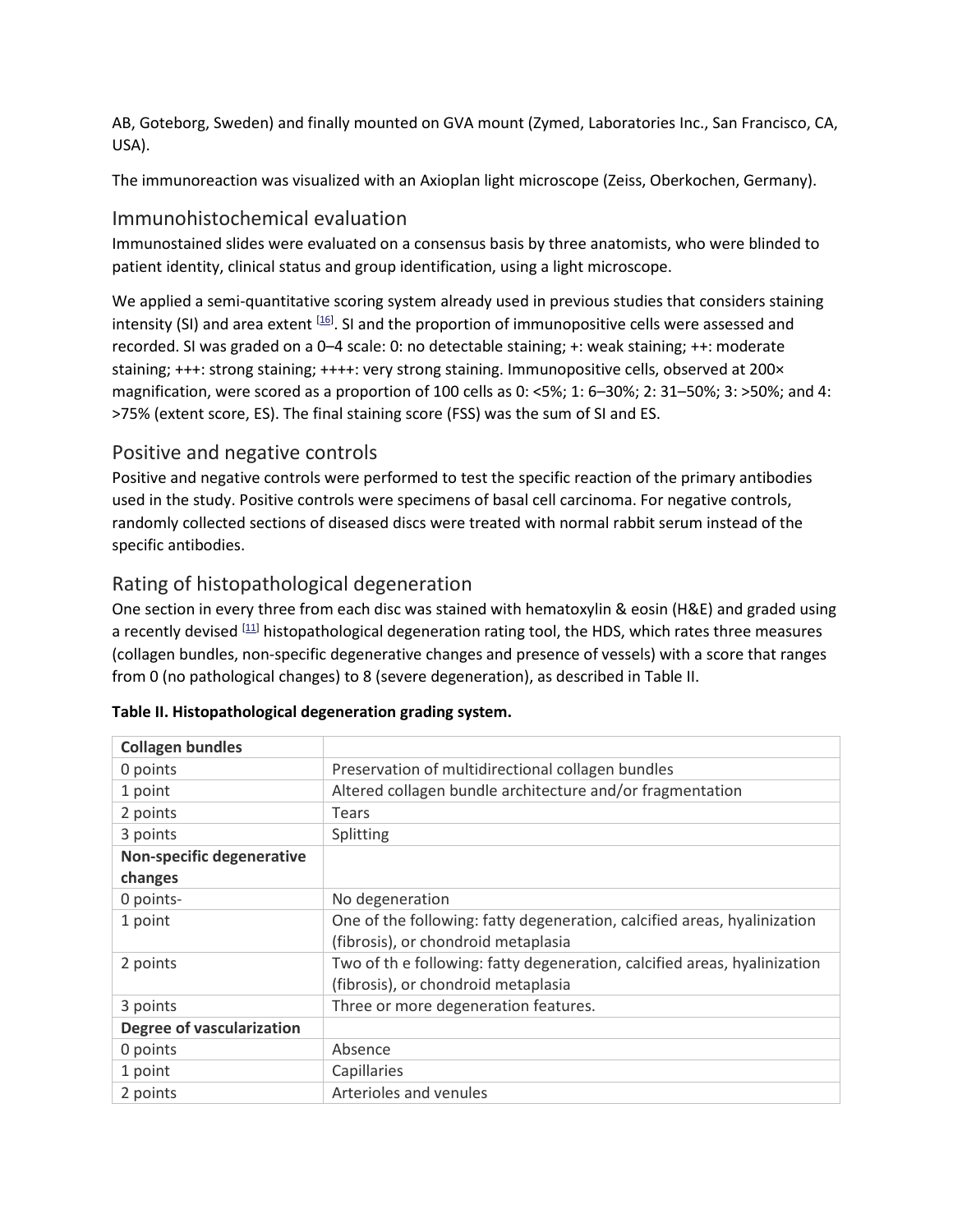AB, Goteborg, Sweden) and finally mounted on GVA mount (Zymed, Laboratories Inc., San Francisco, CA, USA).

The immunoreaction was visualized with an Axioplan light microscope (Zeiss, Oberkochen, Germany).

## Immunohistochemical evaluation

Immunostained slides were evaluated on a consensus basis by three anatomists, who were blinded to patient identity, clinical status and group identification, using a light microscope.

We applied a semi-quantitative scoring system already used in previous studies that considers staining intensity (SI) and area extent [16]. SI and the proportion of immunopositive cells were assessed and recorded. SI was graded on a 0–4 scale: 0: no detectable staining; +: weak staining; ++: moderate staining; +++: strong staining; ++++: very strong staining. Immunopositive cells, observed at 200× magnification, were scored as a proportion of 100 cells as 0: <5%; 1: 6–30%; 2: 31–50%; 3: >50%; and 4: >75% (extent score, ES). The final staining score (FSS) was the sum of SI and ES.

## Positive and negative controls

Positive and negative controls were performed to test the specific reaction of the primary antibodies used in the study. Positive controls were specimens of basal cell carcinoma. For negative controls, randomly collected sections of diseased discs were treated with normal rabbit serum instead of the specific antibodies.

## Rating of histopathological degeneration

One section in every three from each disc was stained with hematoxylin & eosin (H&E) and graded using a recently devised [11] histopathological degeneration rating tool, the HDS, which rates three measures (collagen bundles, non-specific degenerative changes and presence of vessels) with a score that ranges from 0 (no pathological changes) to 8 (severe degeneration), as described in Table II.

**Table II. Histopathological degeneration grading system.**

| **Collagen bundles** | |
|---|---|
| 0 points | Preservation of multidirectional collagen bundles |
| 1 point | Altered collagen bundle architecture and/or fragmentation |
| 2 points | Tears |
| 3 points | Splitting |
| **Non-specific degenerative changes** | |
| 0 points- | No degeneration |
| 1 point | One of the following: fatty degeneration, calcified areas, hyalinization (fibrosis), or chondroid metaplasia |
| 2 points | Two of th e following: fatty degeneration, calcified areas, hyalinization (fibrosis), or chondroid metaplasia |
| 3 points | Three or more degeneration features. |
| **Degree of vascularization** | |
| 0 points | Absence |
| 1 point | Capillaries |
| 2 points | Arterioles and venules |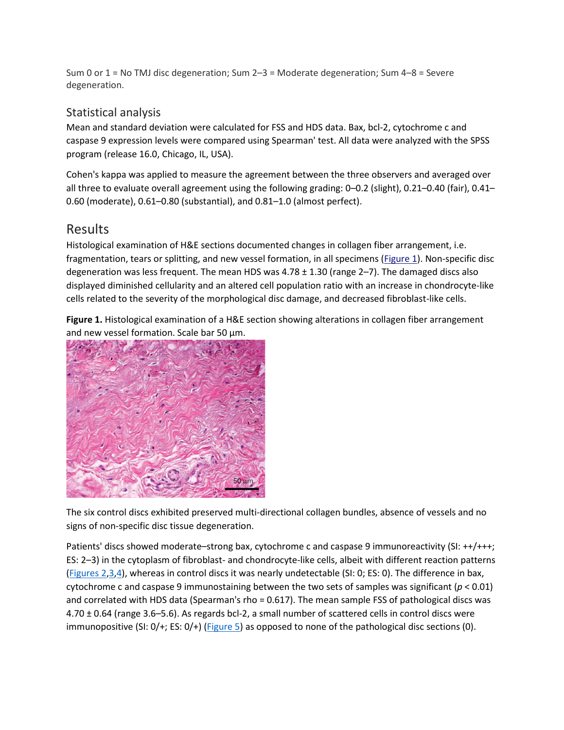Sum 0 or 1 = No TMJ disc degeneration; Sum 2–3 = Moderate degeneration; Sum 4–8 = Severe degeneration.

## Statistical analysis

Mean and standard deviation were calculated for FSS and HDS data. Bax, bcl-2, cytochrome c and caspase 9 expression levels were compared using Spearman' test. All data were analyzed with the SPSS program (release 16.0, Chicago, IL, USA).

Cohen's kappa was applied to measure the agreement between the three observers and averaged over all three to evaluate overall agreement using the following grading: 0–0.2 (slight), 0.21–0.40 (fair), 0.41–0.60 (moderate), 0.61–0.80 (substantial), and 0.81–1.0 (almost perfect).

# Results

Histological examination of H&E sections documented changes in collagen fiber arrangement, i.e. fragmentation, tears or splitting, and new vessel formation, in all specimens (Figure 1). Non-specific disc degeneration was less frequent. The mean HDS was 4.78 ± 1.30 (range 2–7). The damaged discs also displayed diminished cellularity and an altered cell population ratio with an increase in chondrocyte-like cells related to the severity of the morphological disc damage, and decreased fibroblast-like cells.

**Figure 1.** Histological examination of a H&E section showing alterations in collagen fiber arrangement and new vessel formation. Scale bar 50 µm.

The six control discs exhibited preserved multi-directional collagen bundles, absence of vessels and no signs of non-specific disc tissue degeneration.

Patients' discs showed moderate–strong bax, cytochrome c and caspase 9 immunoreactivity (SI: ++/+++; ES: 2–3) in the cytoplasm of fibroblast- and chondrocyte-like cells, albeit with different reaction patterns (Figures 2,3,4), whereas in control discs it was nearly undetectable (SI: 0; ES: 0). The difference in bax, cytochrome c and caspase 9 immunostaining between the two sets of samples was significant ($p < 0.01$) and correlated with HDS data (Spearman's rho = 0.617). The mean sample FSS of pathological discs was 4.70 ± 0.64 (range 3.6–5.6). As regards bcl-2, a small number of scattered cells in control discs were immunopositive (SI: 0/+; ES: 0/+) (Figure 5) as opposed to none of the pathological disc sections (0).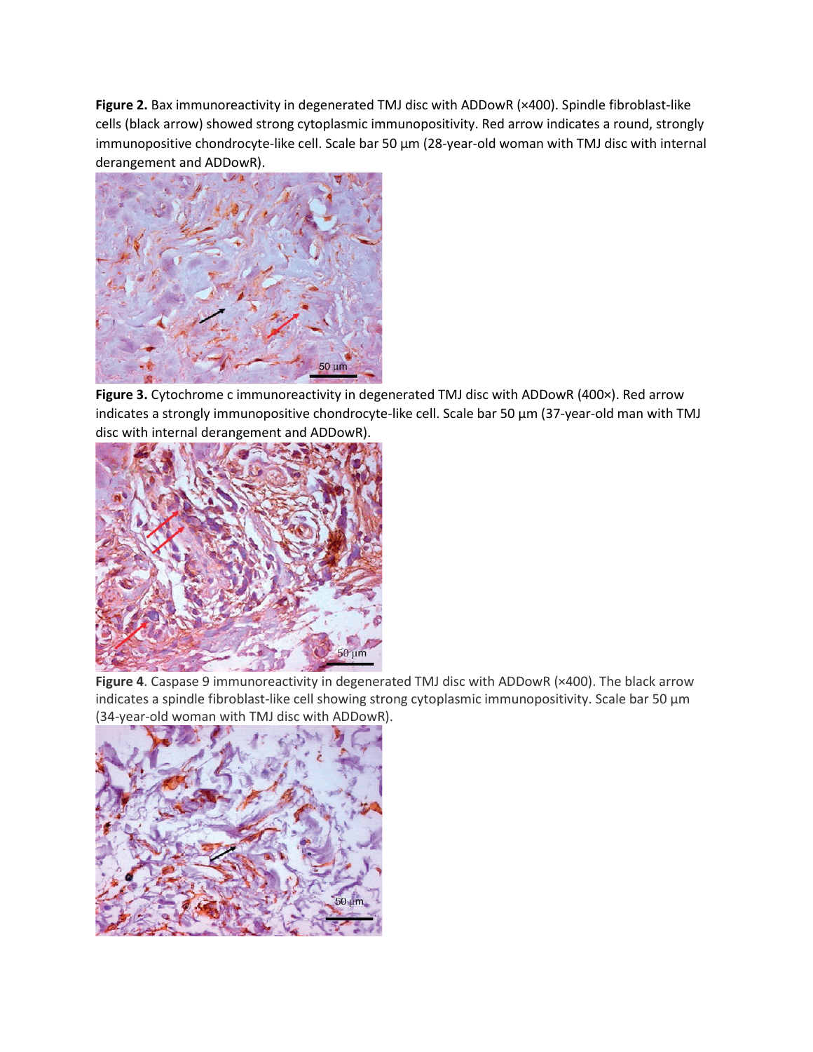**Figure 2.** Bax immunoreactivity in degenerated TMJ disc with ADDowR (×400). Spindle fibroblast-like cells (black arrow) showed strong cytoplasmic immunopositivity. Red arrow indicates a round, strongly immunopositive chondrocyte-like cell. Scale bar 50 µm (28-year-old woman with TMJ disc with internal derangement and ADDowR).

**Figure 3.** Cytochrome c immunoreactivity in degenerated TMJ disc with ADDowR (400×). Red arrow indicates a strongly immunopositive chondrocyte-like cell. Scale bar 50 µm (37-year-old man with TMJ disc with internal derangement and ADDowR).

**Figure 4**. Caspase 9 immunoreactivity in degenerated TMJ disc with ADDowR (×400). The black arrow indicates a spindle fibroblast-like cell showing strong cytoplasmic immunopositivity. Scale bar 50 µm (34-year-old woman with TMJ disc with ADDowR).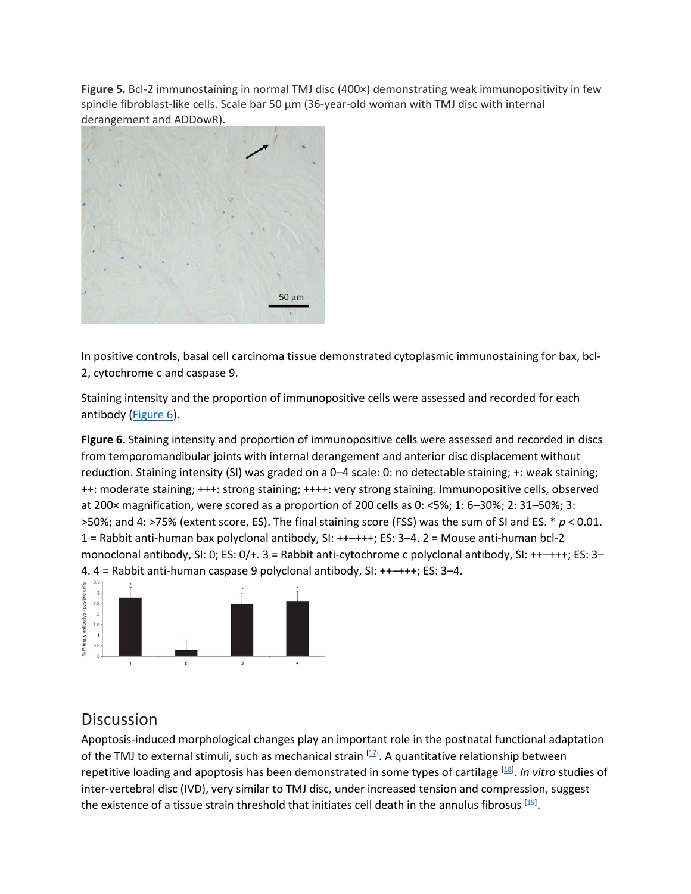**Figure 5.** Bcl-2 immunostaining in normal TMJ disc (400×) demonstrating weak immunopositivity in few spindle fibroblast-like cells. Scale bar 50 μm (36-year-old woman with TMJ disc with internal derangement and ADDowR).

In positive controls, basal cell carcinoma tissue demonstrated cytoplasmic immunostaining for bax, bcl-2, cytochrome c and caspase 9.

Staining intensity and the proportion of immunopositive cells were assessed and recorded for each antibody (Figure 6).

**Figure 6.** Staining intensity and proportion of immunopositive cells were assessed and recorded in discs from temporomandibular joints with internal derangement and anterior disc displacement without reduction. Staining intensity (SI) was graded on a 0–4 scale: 0: no detectable staining; +: weak staining; ++: moderate staining; +++: strong staining; ++++: very strong staining. Immunopositive cells, observed at 200× magnification, were scored as a proportion of 200 cells as 0: <5%; 1: 6–30%; 2: 31–50%; 3: >50%; and 4: >75% (extent score, ES). The final staining score (FSS) was the sum of SI and ES. * $p < 0.01$. 1 = Rabbit anti-human bax polyclonal antibody, SI: ++–+++; ES: 3–4. 2 = Mouse anti-human bcl-2 monoclonal antibody, SI: 0; ES: 0/+. 3 = Rabbit anti-cytochrome c polyclonal antibody, SI: ++–+++; ES: 3–4. 4 = Rabbit anti-human caspase 9 polyclonal antibody, SI: ++–+++; ES: 3–4.

## Discussion

Apoptosis-induced morphological changes play an important role in the postnatal functional adaptation of the TMJ to external stimuli, such as mechanical strain [17]. A quantitative relationship between repetitive loading and apoptosis has been demonstrated in some types of cartilage [18]. *In vitro* studies of inter-vertebral disc (IVD), very similar to TMJ disc, under increased tension and compression, suggest the existence of a tissue strain threshold that initiates cell death in the annulus fibrosus [19].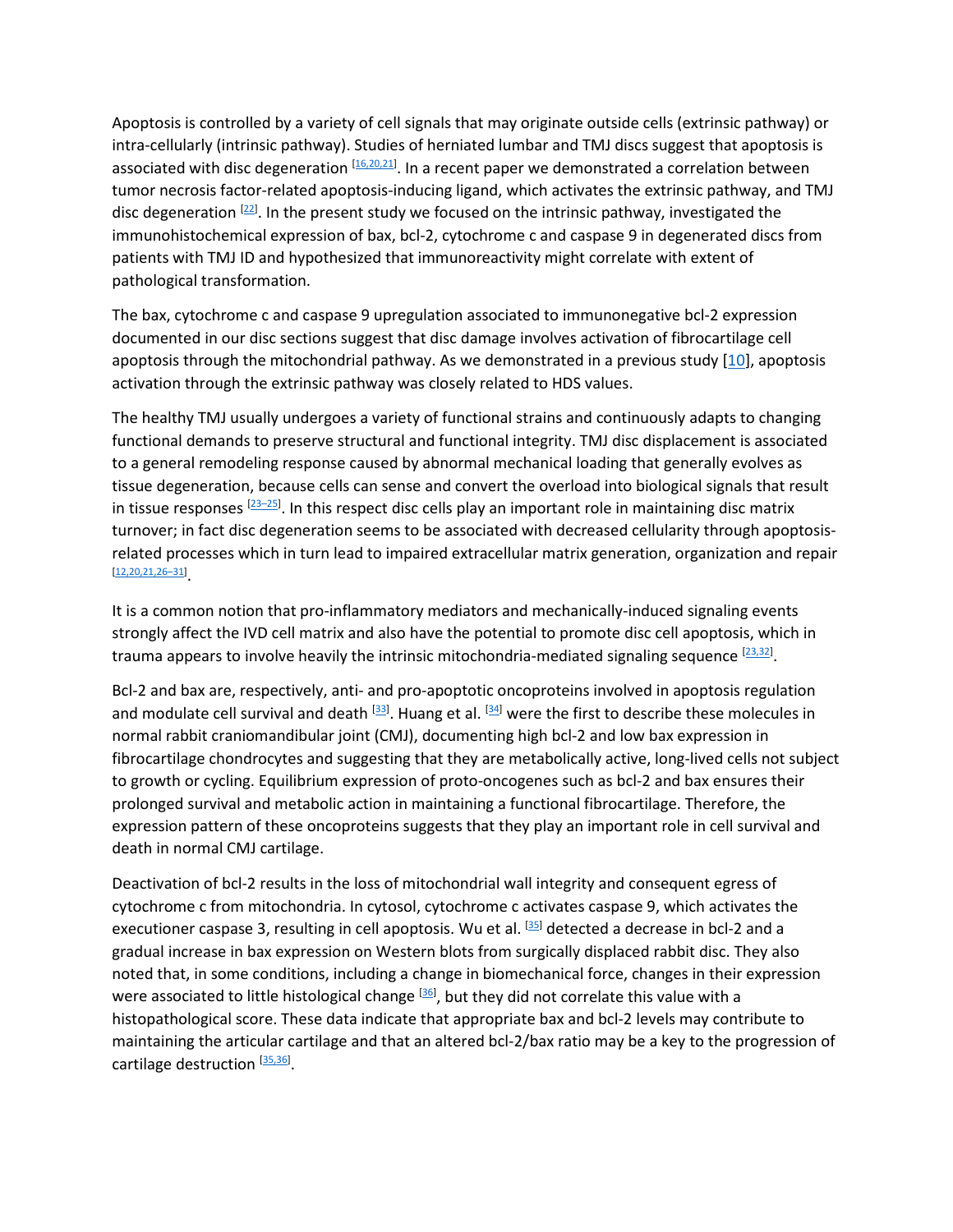Apoptosis is controlled by a variety of cell signals that may originate outside cells (extrinsic pathway) or intra-cellularly (intrinsic pathway). Studies of herniated lumbar and TMJ discs suggest that apoptosis is associated with disc degeneration [16,20,21]. In a recent paper we demonstrated a correlation between tumor necrosis factor-related apoptosis-inducing ligand, which activates the extrinsic pathway, and TMJ disc degeneration [22]. In the present study we focused on the intrinsic pathway, investigated the immunohistochemical expression of bax, bcl-2, cytochrome c and caspase 9 in degenerated discs from patients with TMJ ID and hypothesized that immunoreactivity might correlate with extent of pathological transformation.

The bax, cytochrome c and caspase 9 upregulation associated to immunonegative bcl-2 expression documented in our disc sections suggest that disc damage involves activation of fibrocartilage cell apoptosis through the mitochondrial pathway. As we demonstrated in a previous study [10], apoptosis activation through the extrinsic pathway was closely related to HDS values.

The healthy TMJ usually undergoes a variety of functional strains and continuously adapts to changing functional demands to preserve structural and functional integrity. TMJ disc displacement is associated to a general remodeling response caused by abnormal mechanical loading that generally evolves as tissue degeneration, because cells can sense and convert the overload into biological signals that result in tissue responses [23–25]. In this respect disc cells play an important role in maintaining disc matrix turnover; in fact disc degeneration seems to be associated with decreased cellularity through apoptosis-related processes which in turn lead to impaired extracellular matrix generation, organization and repair [12,20,21,26–31].

It is a common notion that pro-inflammatory mediators and mechanically-induced signaling events strongly affect the IVD cell matrix and also have the potential to promote disc cell apoptosis, which in trauma appears to involve heavily the intrinsic mitochondria-mediated signaling sequence [23,32].

Bcl-2 and bax are, respectively, anti- and pro-apoptotic oncoproteins involved in apoptosis regulation and modulate cell survival and death [33]. Huang et al. [34] were the first to describe these molecules in normal rabbit craniomandibular joint (CMJ), documenting high bcl-2 and low bax expression in fibrocartilage chondrocytes and suggesting that they are metabolically active, long-lived cells not subject to growth or cycling. Equilibrium expression of proto-oncogenes such as bcl-2 and bax ensures their prolonged survival and metabolic action in maintaining a functional fibrocartilage. Therefore, the expression pattern of these oncoproteins suggests that they play an important role in cell survival and death in normal CMJ cartilage.

Deactivation of bcl-2 results in the loss of mitochondrial wall integrity and consequent egress of cytochrome c from mitochondria. In cytosol, cytochrome c activates caspase 9, which activates the executioner caspase 3, resulting in cell apoptosis. Wu et al. [35] detected a decrease in bcl-2 and a gradual increase in bax expression on Western blots from surgically displaced rabbit disc. They also noted that, in some conditions, including a change in biomechanical force, changes in their expression were associated to little histological change [36], but they did not correlate this value with a histopathological score. These data indicate that appropriate bax and bcl-2 levels may contribute to maintaining the articular cartilage and that an altered bcl-2/bax ratio may be a key to the progression of cartilage destruction [35,36].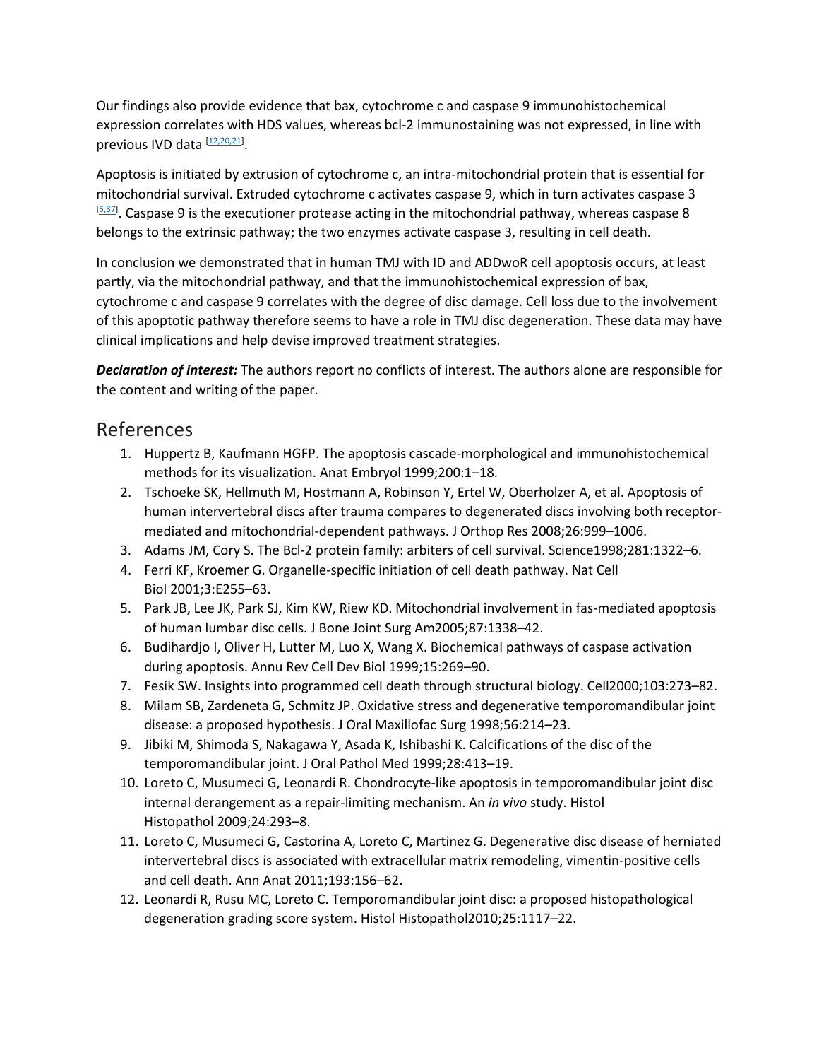Our findings also provide evidence that bax, cytochrome c and caspase 9 immunohistochemical expression correlates with HDS values, whereas bcl-2 immunostaining was not expressed, in line with previous IVD data [12,20,21].

Apoptosis is initiated by extrusion of cytochrome c, an intra-mitochondrial protein that is essential for mitochondrial survival. Extruded cytochrome c activates caspase 9, which in turn activates caspase 3 [5,37]. Caspase 9 is the executioner protease acting in the mitochondrial pathway, whereas caspase 8 belongs to the extrinsic pathway; the two enzymes activate caspase 3, resulting in cell death.

In conclusion we demonstrated that in human TMJ with ID and ADDwoR cell apoptosis occurs, at least partly, via the mitochondrial pathway, and that the immunohistochemical expression of bax, cytochrome c and caspase 9 correlates with the degree of disc damage. Cell loss due to the involvement of this apoptotic pathway therefore seems to have a role in TMJ disc degeneration. These data may have clinical implications and help devise improved treatment strategies.

***Declaration of interest:*** The authors report no conflicts of interest. The authors alone are responsible for the content and writing of the paper.

## References

1. Huppertz B, Kaufmann HGFP. The apoptosis cascade-morphological and immunohistochemical methods for its visualization. Anat Embryol 1999;200:1–18.
2. Tschoeke SK, Hellmuth M, Hostmann A, Robinson Y, Ertel W, Oberholzer A, et al. Apoptosis of human intervertebral discs after trauma compares to degenerated discs involving both receptor-mediated and mitochondrial-dependent pathways. J Orthop Res 2008;26:999–1006.
3. Adams JM, Cory S. The Bcl-2 protein family: arbiters of cell survival. Science1998;281:1322–6.
4. Ferri KF, Kroemer G. Organelle-specific initiation of cell death pathway. Nat Cell Biol 2001;3:E255–63.
5. Park JB, Lee JK, Park SJ, Kim KW, Riew KD. Mitochondrial involvement in fas-mediated apoptosis of human lumbar disc cells. J Bone Joint Surg Am2005;87:1338–42.
6. Budihardjo I, Oliver H, Lutter M, Luo X, Wang X. Biochemical pathways of caspase activation during apoptosis. Annu Rev Cell Dev Biol 1999;15:269–90.
7. Fesik SW. Insights into programmed cell death through structural biology. Cell2000;103:273–82.
8. Milam SB, Zardeneta G, Schmitz JP. Oxidative stress and degenerative temporomandibular joint disease: a proposed hypothesis. J Oral Maxillofac Surg 1998;56:214–23.
9. Jibiki M, Shimoda S, Nakagawa Y, Asada K, Ishibashi K. Calcifications of the disc of the temporomandibular joint. J Oral Pathol Med 1999;28:413–19.
10. Loreto C, Musumeci G, Leonardi R. Chondrocyte-like apoptosis in temporomandibular joint disc internal derangement as a repair-limiting mechanism. An *in vivo* study. Histol Histopathol 2009;24:293–8.
11. Loreto C, Musumeci G, Castorina A, Loreto C, Martinez G. Degenerative disc disease of herniated intervertebral discs is associated with extracellular matrix remodeling, vimentin-positive cells and cell death. Ann Anat 2011;193:156–62.
12. Leonardi R, Rusu MC, Loreto C. Temporomandibular joint disc: a proposed histopathological degeneration grading score system. Histol Histopathol2010;25:1117–22.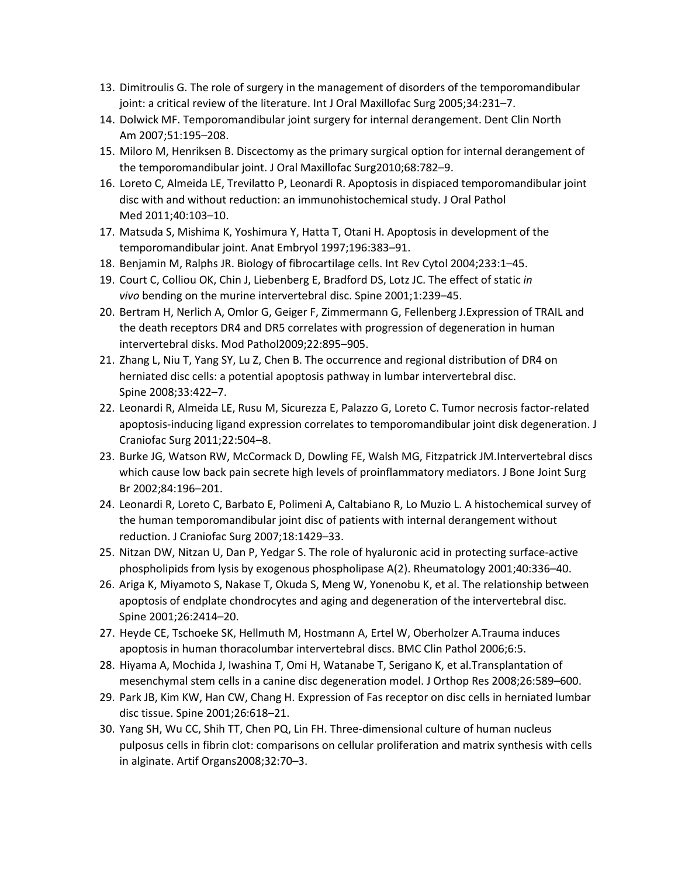13. Dimitroulis G. The role of surgery in the management of disorders of the temporomandibular joint: a critical review of the literature. Int J Oral Maxillofac Surg 2005;34:231–7.
14. Dolwick MF. Temporomandibular joint surgery for internal derangement. Dent Clin North Am 2007;51:195–208.
15. Miloro M, Henriksen B. Discectomy as the primary surgical option for internal derangement of the temporomandibular joint. J Oral Maxillofac Surg2010;68:782–9.
16. Loreto C, Almeida LE, Trevilatto P, Leonardi R. Apoptosis in dispiaced temporomandibular joint disc with and without reduction: an immunohistochemical study. J Oral Pathol Med 2011;40:103–10.
17. Matsuda S, Mishima K, Yoshimura Y, Hatta T, Otani H. Apoptosis in development of the temporomandibular joint. Anat Embryol 1997;196:383–91.
18. Benjamin M, Ralphs JR. Biology of fibrocartilage cells. Int Rev Cytol 2004;233:1–45.
19. Court C, Colliou OK, Chin J, Liebenberg E, Bradford DS, Lotz JC. The effect of static *in vivo* bending on the murine intervertebral disc. Spine 2001;1:239–45.
20. Bertram H, Nerlich A, Omlor G, Geiger F, Zimmermann G, Fellenberg J.Expression of TRAIL and the death receptors DR4 and DR5 correlates with progression of degeneration in human intervertebral disks. Mod Pathol2009;22:895–905.
21. Zhang L, Niu T, Yang SY, Lu Z, Chen B. The occurrence and regional distribution of DR4 on herniated disc cells: a potential apoptosis pathway in lumbar intervertebral disc. Spine 2008;33:422–7.
22. Leonardi R, Almeida LE, Rusu M, Sicurezza E, Palazzo G, Loreto C. Tumor necrosis factor-related apoptosis-inducing ligand expression correlates to temporomandibular joint disk degeneration. J Craniofac Surg 2011;22:504–8.
23. Burke JG, Watson RW, McCormack D, Dowling FE, Walsh MG, Fitzpatrick JM.Intervertebral discs which cause low back pain secrete high levels of proinflammatory mediators. J Bone Joint Surg Br 2002;84:196–201.
24. Leonardi R, Loreto C, Barbato E, Polimeni A, Caltabiano R, Lo Muzio L. A histochemical survey of the human temporomandibular joint disc of patients with internal derangement without reduction. J Craniofac Surg 2007;18:1429–33.
25. Nitzan DW, Nitzan U, Dan P, Yedgar S. The role of hyaluronic acid in protecting surface-active phospholipids from lysis by exogenous phospholipase A(2). Rheumatology 2001;40:336–40.
26. Ariga K, Miyamoto S, Nakase T, Okuda S, Meng W, Yonenobu K, et al. The relationship between apoptosis of endplate chondrocytes and aging and degeneration of the intervertebral disc. Spine 2001;26:2414–20.
27. Heyde CE, Tschoeke SK, Hellmuth M, Hostmann A, Ertel W, Oberholzer A.Trauma induces apoptosis in human thoracolumbar intervertebral discs. BMC Clin Pathol 2006;6:5.
28. Hiyama A, Mochida J, Iwashina T, Omi H, Watanabe T, Serigano K, et al.Transplantation of mesenchymal stem cells in a canine disc degeneration model. J Orthop Res 2008;26:589–600.
29. Park JB, Kim KW, Han CW, Chang H. Expression of Fas receptor on disc cells in herniated lumbar disc tissue. Spine 2001;26:618–21.
30. Yang SH, Wu CC, Shih TT, Chen PQ, Lin FH. Three-dimensional culture of human nucleus pulposus cells in fibrin clot: comparisons on cellular proliferation and matrix synthesis with cells in alginate. Artif Organs2008;32:70–3.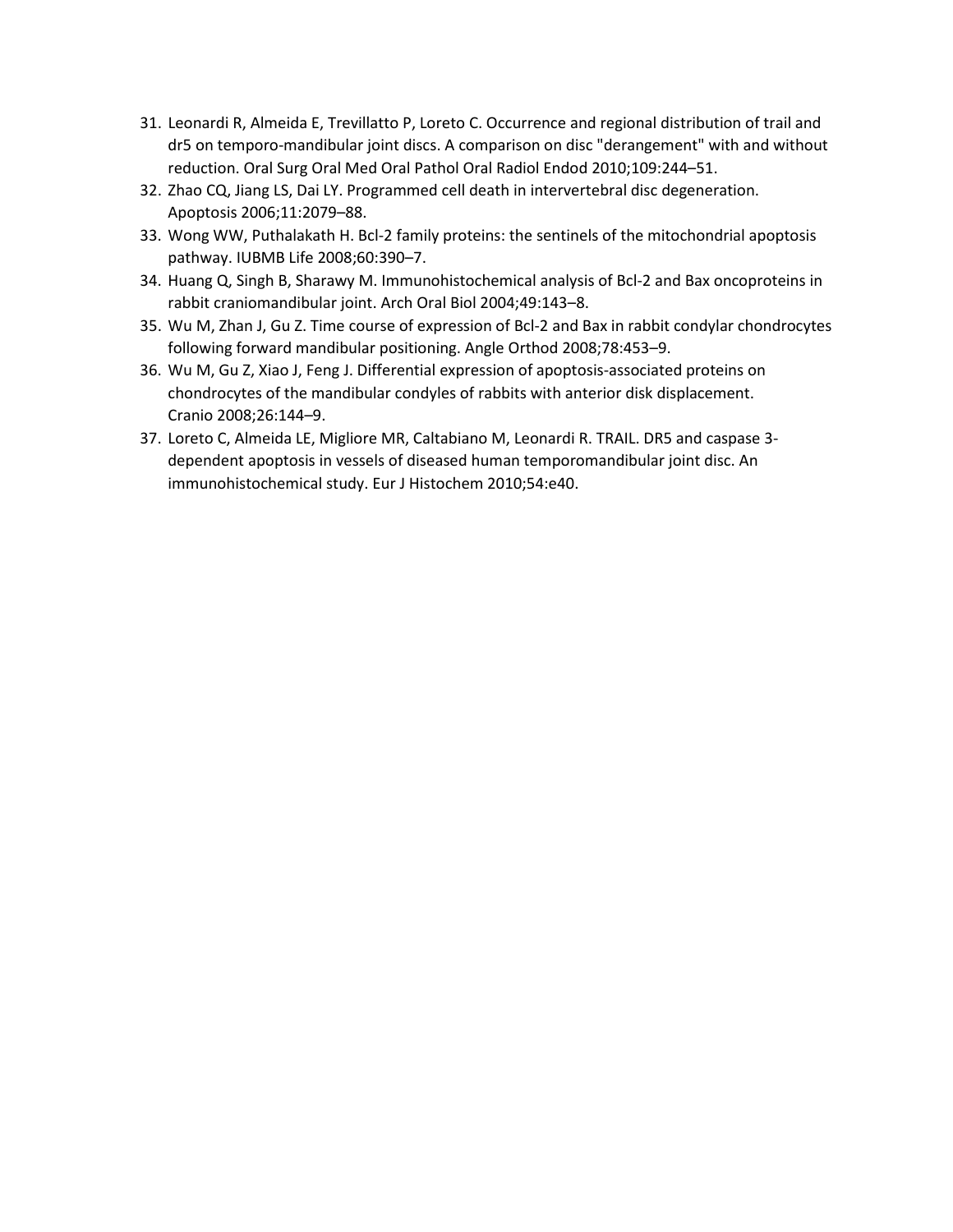31. Leonardi R, Almeida E, Trevillatto P, Loreto C. Occurrence and regional distribution of trail and dr5 on temporo-mandibular joint discs. A comparison on disc "derangement" with and without reduction. Oral Surg Oral Med Oral Pathol Oral Radiol Endod 2010;109:244–51.
32. Zhao CQ, Jiang LS, Dai LY. Programmed cell death in intervertebral disc degeneration. Apoptosis 2006;11:2079–88.
33. Wong WW, Puthalakath H. Bcl-2 family proteins: the sentinels of the mitochondrial apoptosis pathway. IUBMB Life 2008;60:390–7.
34. Huang Q, Singh B, Sharawy M. Immunohistochemical analysis of Bcl-2 and Bax oncoproteins in rabbit craniomandibular joint. Arch Oral Biol 2004;49:143–8.
35. Wu M, Zhan J, Gu Z. Time course of expression of Bcl-2 and Bax in rabbit condylar chondrocytes following forward mandibular positioning. Angle Orthod 2008;78:453–9.
36. Wu M, Gu Z, Xiao J, Feng J. Differential expression of apoptosis-associated proteins on chondrocytes of the mandibular condyles of rabbits with anterior disk displacement. Cranio 2008;26:144–9.
37. Loreto C, Almeida LE, Migliore MR, Caltabiano M, Leonardi R. TRAIL. DR5 and caspase 3-dependent apoptosis in vessels of diseased human temporomandibular joint disc. An immunohistochemical study. Eur J Histochem 2010;54:e40.